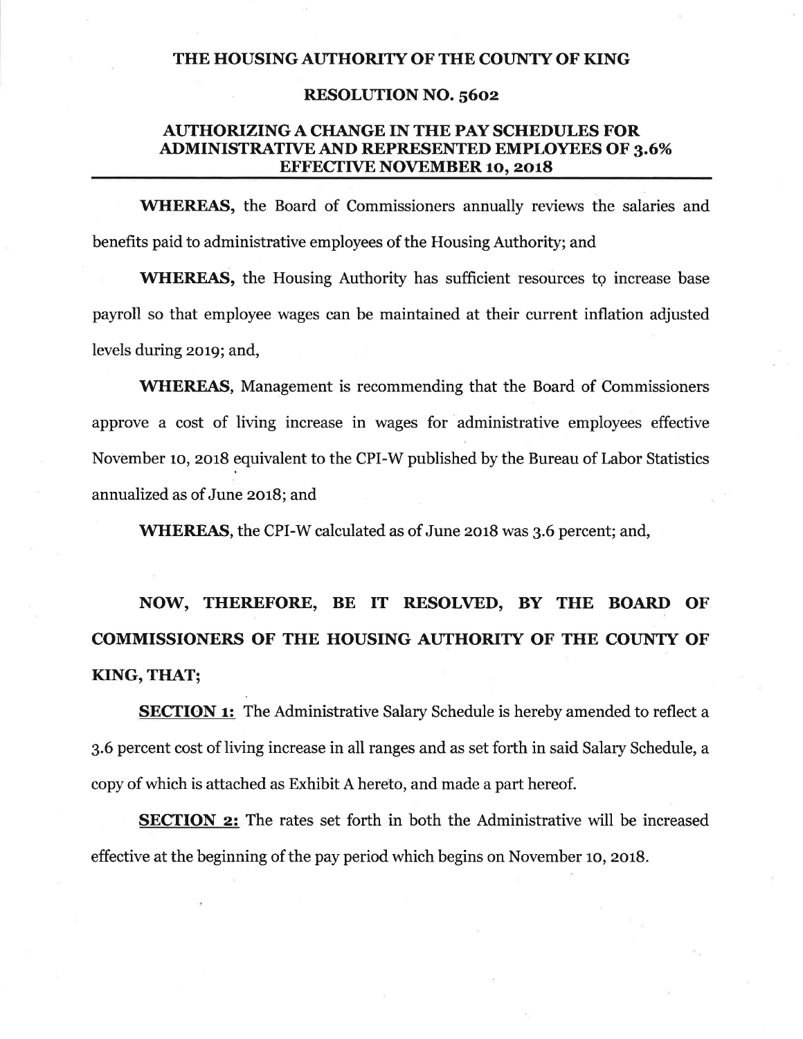# THE HOUSING AUTHORITY OF THE COUNTY OF KING

## RESOLUTION NO. 5602

## AUTHORIZING A CHANGE IN THE PAY SCHEDULES FOR ADMINISTRATIVE AND REPRESENTED EMPLOYEES OF 3.6% EFFECTIVE NOVEMBER 10, 2018

**WHEREAS,** the Board of Commissioners annually reviews the salaries and benefits paid to administrative employees of the Housing Authority; and

**WHEREAS,** the Housing Authority has sufficient resources to increase base payroll so that employee wages can be maintained at their current inflation adjusted levels during 2019; and,

**WHEREAS,** Management is recommending that the Board of Commissioners approve a cost of living increase in wages for administrative employees effective November 10, 2018 equivalent to the CPI-W published by the Bureau of Labor Statistics annualized as of June 2018; and

**WHEREAS,** the CPI-W calculated as of June 2018 was 3.6 percent; and,

**NOW, THEREFORE, BE IT RESOLVED, BY THE BOARD OF COMMISSIONERS OF THE HOUSING AUTHORITY OF THE COUNTY OF KING, THAT;**

**SECTION 1:** The Administrative Salary Schedule is hereby amended to reflect a 3.6 percent cost of living increase in all ranges and as set forth in said Salary Schedule, a copy of which is attached as Exhibit A hereto, and made a part hereof.

**SECTION 2:** The rates set forth in both the Administrative will be increased effective at the beginning of the pay period which begins on November 10, 2018.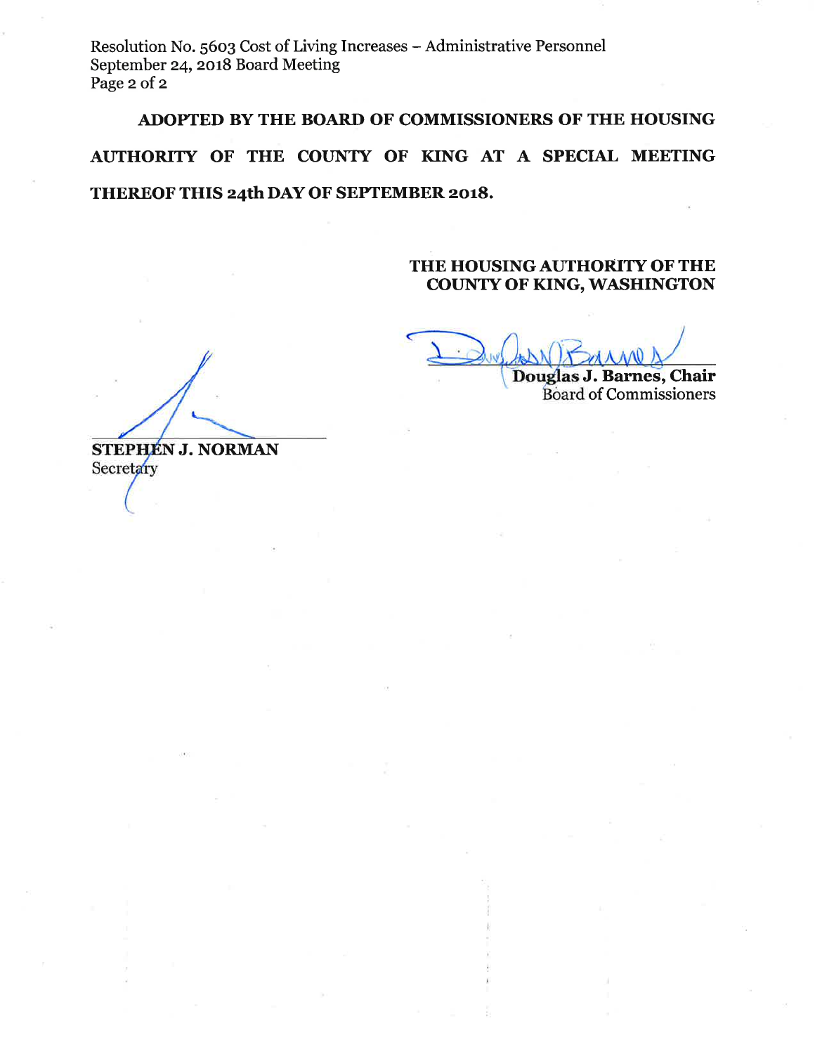**ADOPTED BY THE BOARD OF COMMISSIONERS OF THE HOUSING AUTHORITY OF THE COUNTY OF KING AT A SPECIAL MEETING THEREOF THIS 24th DAY OF SEPTEMBER 2018.**

**THE HOUSING AUTHORITY OF THE COUNTY OF KING, WASHINGTON**

**Douglas J. Barnes, Chair**
Board of Commissioners

**STEPHEN J. NORMAN**
Secretary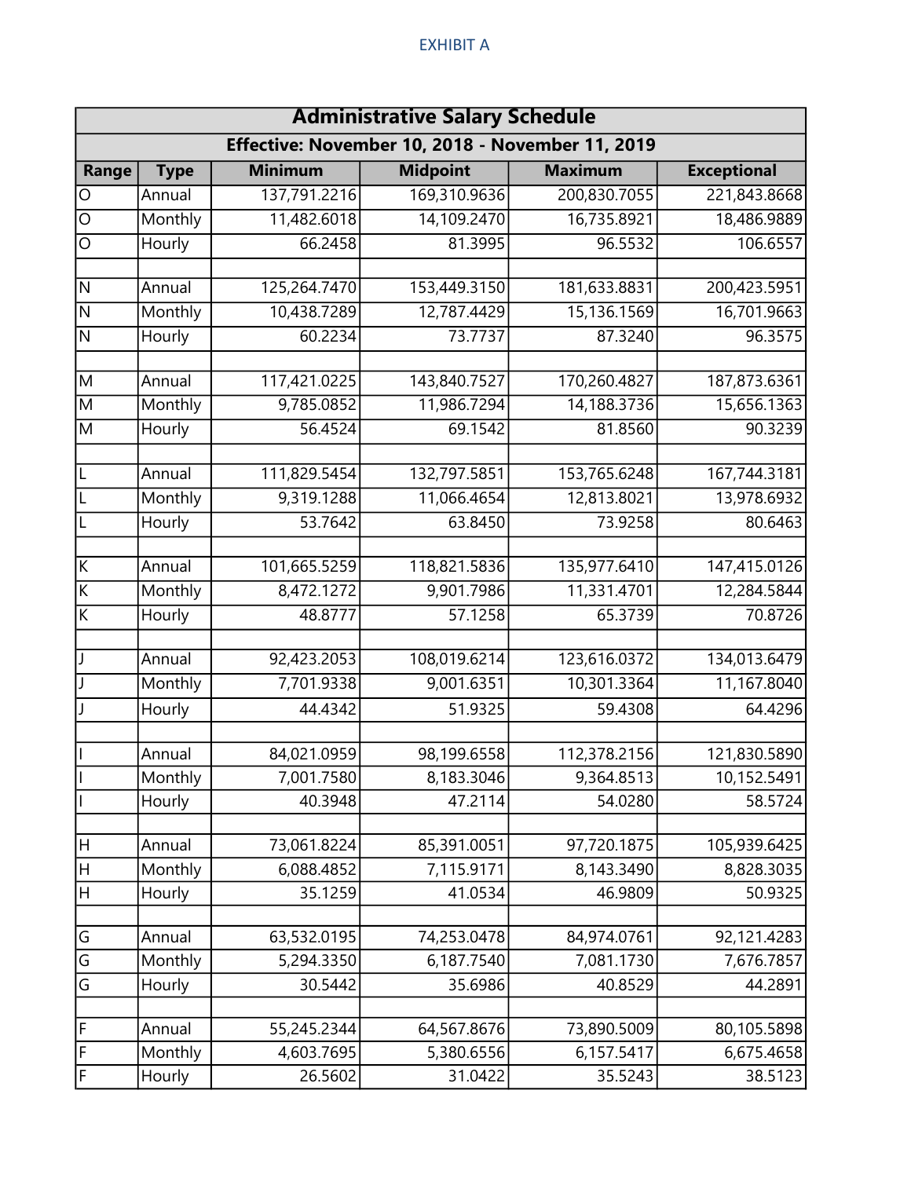EXHIBIT A

| Administrative Salary Schedule | | | | | |
|---|---|---|---|---|---|
| Effective: November 10, 2018 - November 11, 2019 | | | | | |
| **Range** | **Type** | **Minimum** | **Midpoint** | **Maximum** | **Exceptional** |
| O | Annual | 137,791.2216 | 169,310.9636 | 200,830.7055 | 221,843.8668 |
| O | Monthly | 11,482.6018 | 14,109.2470 | 16,735.8921 | 18,486.9889 |
| O | Hourly | 66.2458 | 81.3995 | 96.5532 | 106.6557 |
| | | | | | |
| N | Annual | 125,264.7470 | 153,449.3150 | 181,633.8831 | 200,423.5951 |
| N | Monthly | 10,438.7289 | 12,787.4429 | 15,136.1569 | 16,701.9663 |
| N | Hourly | 60.2234 | 73.7737 | 87.3240 | 96.3575 |
| | | | | | |
| M | Annual | 117,421.0225 | 143,840.7527 | 170,260.4827 | 187,873.6361 |
| M | Monthly | 9,785.0852 | 11,986.7294 | 14,188.3736 | 15,656.1363 |
| M | Hourly | 56.4524 | 69.1542 | 81.8560 | 90.3239 |
| | | | | | |
| L | Annual | 111,829.5454 | 132,797.5851 | 153,765.6248 | 167,744.3181 |
| L | Monthly | 9,319.1288 | 11,066.4654 | 12,813.8021 | 13,978.6932 |
| L | Hourly | 53.7642 | 63.8450 | 73.9258 | 80.6463 |
| | | | | | |
| K | Annual | 101,665.5259 | 118,821.5836 | 135,977.6410 | 147,415.0126 |
| K | Monthly | 8,472.1272 | 9,901.7986 | 11,331.4701 | 12,284.5844 |
| K | Hourly | 48.8777 | 57.1258 | 65.3739 | 70.8726 |
| | | | | | |
| J | Annual | 92,423.2053 | 108,019.6214 | 123,616.0372 | 134,013.6479 |
| J | Monthly | 7,701.9338 | 9,001.6351 | 10,301.3364 | 11,167.8040 |
| J | Hourly | 44.4342 | 51.9325 | 59.4308 | 64.4296 |
| | | | | | |
| I | Annual | 84,021.0959 | 98,199.6558 | 112,378.2156 | 121,830.5890 |
| I | Monthly | 7,001.7580 | 8,183.3046 | 9,364.8513 | 10,152.5491 |
| I | Hourly | 40.3948 | 47.2114 | 54.0280 | 58.5724 |
| | | | | | |
| H | Annual | 73,061.8224 | 85,391.0051 | 97,720.1875 | 105,939.6425 |
| H | Monthly | 6,088.4852 | 7,115.9171 | 8,143.3490 | 8,828.3035 |
| H | Hourly | 35.1259 | 41.0534 | 46.9809 | 50.9325 |
| | | | | | |
| G | Annual | 63,532.0195 | 74,253.0478 | 84,974.0761 | 92,121.4283 |
| G | Monthly | 5,294.3350 | 6,187.7540 | 7,081.1730 | 7,676.7857 |
| G | Hourly | 30.5442 | 35.6986 | 40.8529 | 44.2891 |
| | | | | | |
| F | Annual | 55,245.2344 | 64,567.8676 | 73,890.5009 | 80,105.5898 |
| F | Monthly | 4,603.7695 | 5,380.6556 | 6,157.5417 | 6,675.4658 |
| F | Hourly | 26.5602 | 31.0422 | 35.5243 | 38.5123 |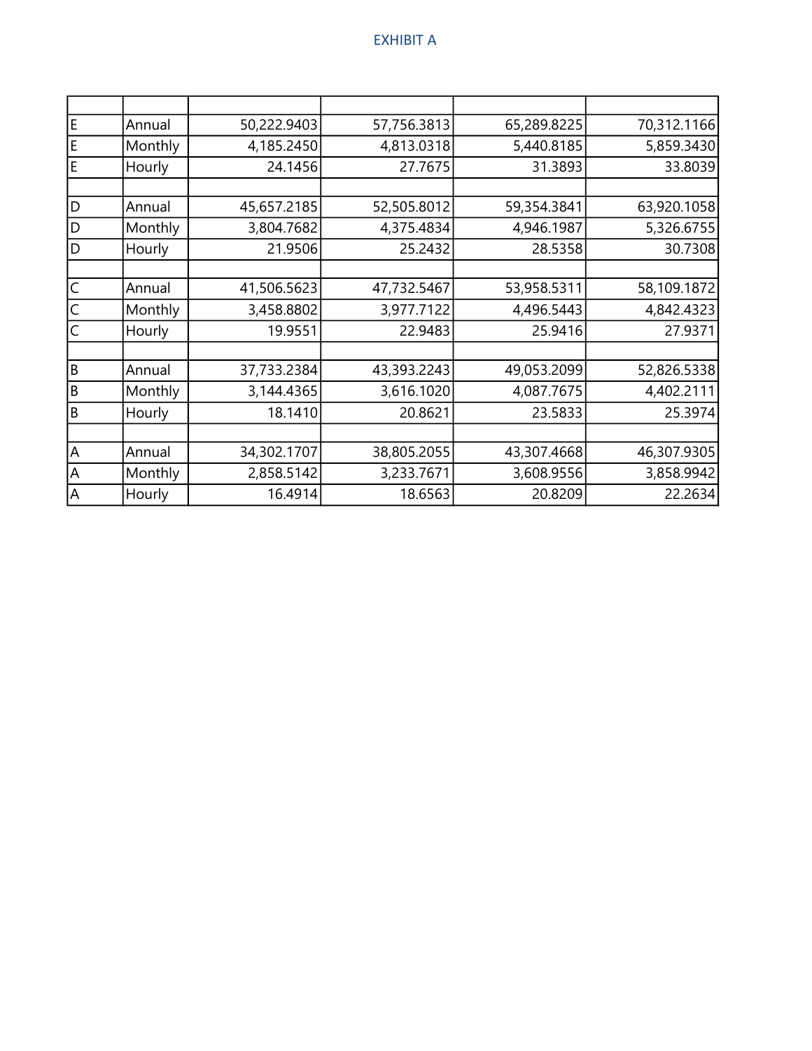EXHIBIT A

| | | | | | |
|---|---|---|---|---|---|
| E | Annual | 50,222.9403 | 57,756.3813 | 65,289.8225 | 70,312.1166 |
| E | Monthly | 4,185.2450 | 4,813.0318 | 5,440.8185 | 5,859.3430 |
| E | Hourly | 24.1456 | 27.7675 | 31.3893 | 33.8039 |
| | | | | | |
| D | Annual | 45,657.2185 | 52,505.8012 | 59,354.3841 | 63,920.1058 |
| D | Monthly | 3,804.7682 | 4,375.4834 | 4,946.1987 | 5,326.6755 |
| D | Hourly | 21.9506 | 25.2432 | 28.5358 | 30.7308 |
| | | | | | |
| C | Annual | 41,506.5623 | 47,732.5467 | 53,958.5311 | 58,109.1872 |
| C | Monthly | 3,458.8802 | 3,977.7122 | 4,496.5443 | 4,842.4323 |
| C | Hourly | 19.9551 | 22.9483 | 25.9416 | 27.9371 |
| | | | | | |
| B | Annual | 37,733.2384 | 43,393.2243 | 49,053.2099 | 52,826.5338 |
| B | Monthly | 3,144.4365 | 3,616.1020 | 4,087.7675 | 4,402.2111 |
| B | Hourly | 18.1410 | 20.8621 | 23.5833 | 25.3974 |
| | | | | | |
| A | Annual | 34,302.1707 | 38,805.2055 | 43,307.4668 | 46,307.9305 |
| A | Monthly | 2,858.5142 | 3,233.7671 | 3,608.9556 | 3,858.9942 |
| A | Hourly | 16.4914 | 18.6563 | 20.8209 | 22.2634 |